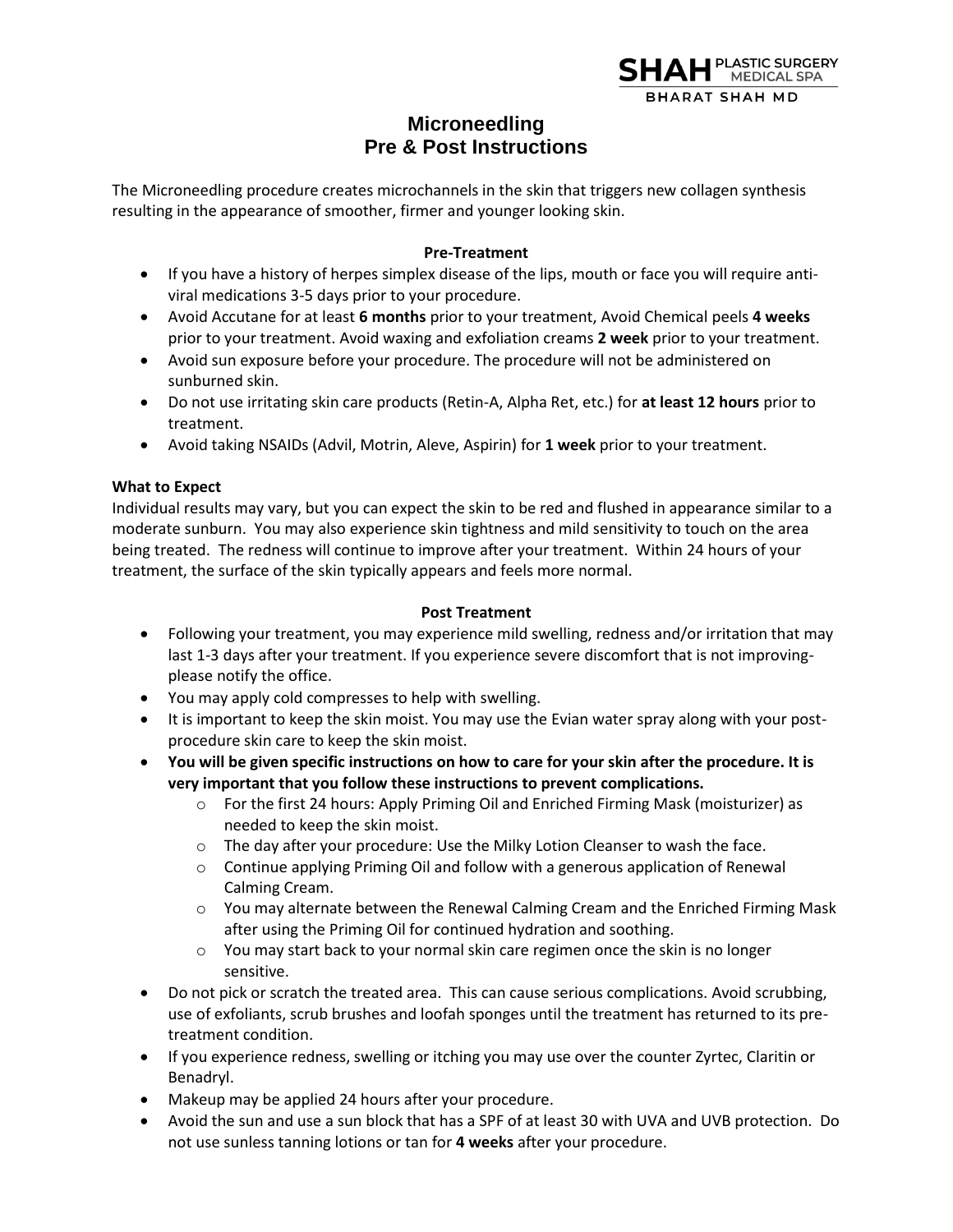SHAH PLASTIC SURGERY MEDICAL SPA

BHARAT SHAH MD

# Microneedling
# Pre & Post Instructions

The Microneedling procedure creates microchannels in the skin that triggers new collagen synthesis resulting in the appearance of smoother, firmer and younger looking skin.

## Pre-Treatment

- If you have a history of herpes simplex disease of the lips, mouth or face you will require anti-viral medications 3-5 days prior to your procedure.
- Avoid Accutane for at least **6 months** prior to your treatment, Avoid Chemical peels **4 weeks** prior to your treatment. Avoid waxing and exfoliation creams **2 week** prior to your treatment.
- Avoid sun exposure before your procedure. The procedure will not be administered on sunburned skin.
- Do not use irritating skin care products (Retin-A, Alpha Ret, etc.) for **at least 12 hours** prior to treatment.
- Avoid taking NSAIDs (Advil, Motrin, Aleve, Aspirin) for **1 week** prior to your treatment.

**What to Expect**

Individual results may vary, but you can expect the skin to be red and flushed in appearance similar to a moderate sunburn. You may also experience skin tightness and mild sensitivity to touch on the area being treated. The redness will continue to improve after your treatment. Within 24 hours of your treatment, the surface of the skin typically appears and feels more normal.

## Post Treatment

- Following your treatment, you may experience mild swelling, redness and/or irritation that may last 1-3 days after your treatment. If you experience severe discomfort that is not improving- please notify the office.
- You may apply cold compresses to help with swelling.
- It is important to keep the skin moist. You may use the Evian water spray along with your post-procedure skin care to keep the skin moist.
- **You will be given specific instructions on how to care for your skin after the procedure. It is very important that you follow these instructions to prevent complications.**
  - For the first 24 hours: Apply Priming Oil and Enriched Firming Mask (moisturizer) as needed to keep the skin moist.
  - The day after your procedure: Use the Milky Lotion Cleanser to wash the face.
  - Continue applying Priming Oil and follow with a generous application of Renewal Calming Cream.
  - You may alternate between the Renewal Calming Cream and the Enriched Firming Mask after using the Priming Oil for continued hydration and soothing.
  - You may start back to your normal skin care regimen once the skin is no longer sensitive.
- Do not pick or scratch the treated area. This can cause serious complications. Avoid scrubbing, use of exfoliants, scrub brushes and loofah sponges until the treatment has returned to its pre-treatment condition.
- If you experience redness, swelling or itching you may use over the counter Zyrtec, Claritin or Benadryl.
- Makeup may be applied 24 hours after your procedure.
- Avoid the sun and use a sun block that has a SPF of at least 30 with UVA and UVB protection. Do not use sunless tanning lotions or tan for **4 weeks** after your procedure.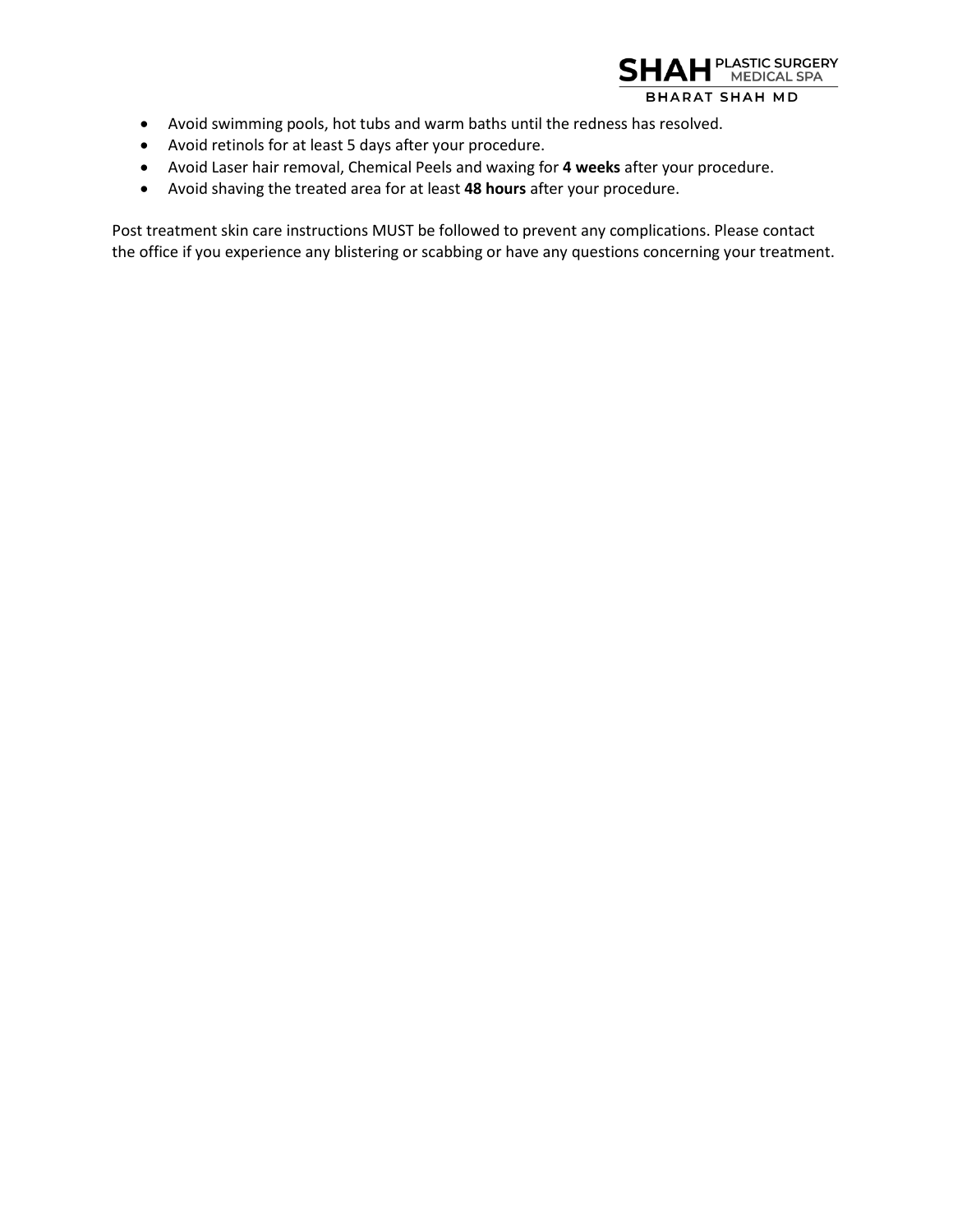- Avoid swimming pools, hot tubs and warm baths until the redness has resolved.
- Avoid retinols for at least 5 days after your procedure.
- Avoid Laser hair removal, Chemical Peels and waxing for **4 weeks** after your procedure.
- Avoid shaving the treated area for at least **48 hours** after your procedure.

Post treatment skin care instructions MUST be followed to prevent any complications. Please contact the office if you experience any blistering or scabbing or have any questions concerning your treatment.